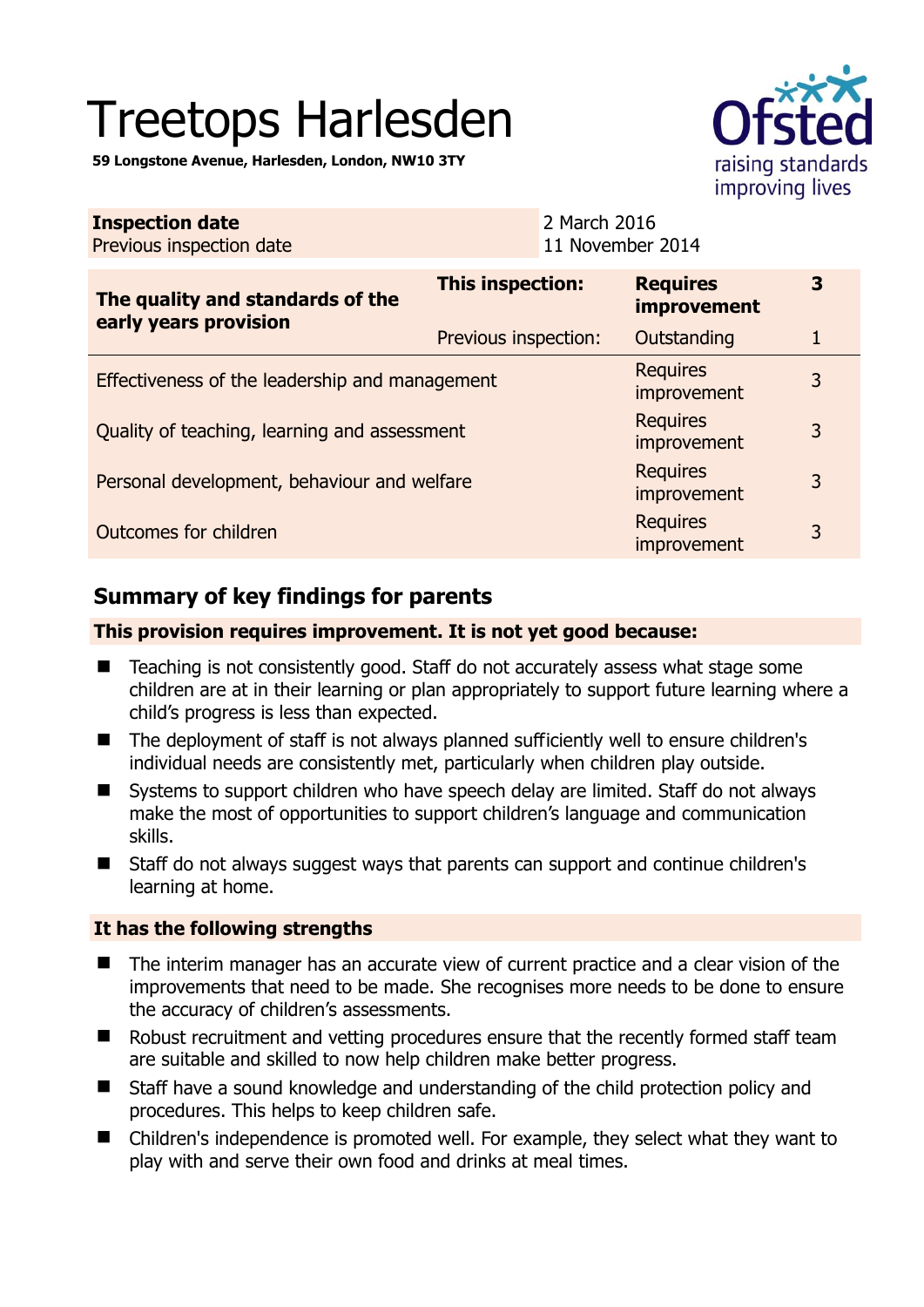# Treetops Harlesden

**59 Longstone Avenue, Harlesden, London, NW10 3TY**

| **Inspection date** | 2 March 2016 |
|---|---|
| Previous inspection date | 11 November 2014 |

| **The quality and standards of the early years provision** | **This inspection:** | **Requires improvement** | **3** |
|---|---|---|---|
| | Previous inspection: | Outstanding | 1 |
| Effectiveness of the leadership and management | | Requires improvement | 3 |
| Quality of teaching, learning and assessment | | Requires improvement | 3 |
| Personal development, behaviour and welfare | | Requires improvement | 3 |
| Outcomes for children | | Requires improvement | 3 |

## Summary of key findings for parents

**This provision requires improvement. It is not yet good because:**

- Teaching is not consistently good. Staff do not accurately assess what stage some children are at in their learning or plan appropriately to support future learning where a child's progress is less than expected.
- The deployment of staff is not always planned sufficiently well to ensure children's individual needs are consistently met, particularly when children play outside.
- Systems to support children who have speech delay are limited. Staff do not always make the most of opportunities to support children's language and communication skills.
- Staff do not always suggest ways that parents can support and continue children's learning at home.

**It has the following strengths**

- The interim manager has an accurate view of current practice and a clear vision of the improvements that need to be made. She recognises more needs to be done to ensure the accuracy of children's assessments.
- Robust recruitment and vetting procedures ensure that the recently formed staff team are suitable and skilled to now help children make better progress.
- Staff have a sound knowledge and understanding of the child protection policy and procedures. This helps to keep children safe.
- Children's independence is promoted well. For example, they select what they want to play with and serve their own food and drinks at meal times.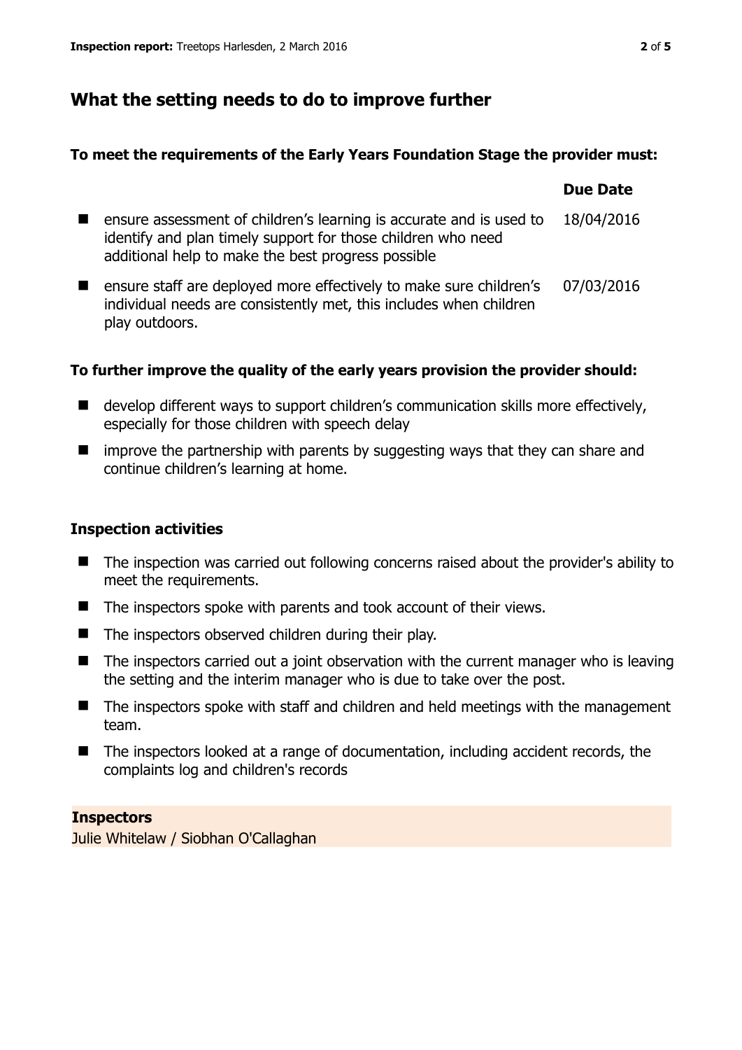## What the setting needs to do to improve further

**To meet the requirements of the Early Years Foundation Stage the provider must:**

| | Due Date |
|---|---|
| ensure assessment of children's learning is accurate and is used to identify and plan timely support for those children who need additional help to make the best progress possible | 18/04/2016 |
| ensure staff are deployed more effectively to make sure children's individual needs are consistently met, this includes when children play outdoors. | 07/03/2016 |

**To further improve the quality of the early years provision the provider should:**

- develop different ways to support children's communication skills more effectively, especially for those children with speech delay
- improve the partnership with parents by suggesting ways that they can share and continue children's learning at home.

### Inspection activities

- The inspection was carried out following concerns raised about the provider's ability to meet the requirements.
- The inspectors spoke with parents and took account of their views.
- The inspectors observed children during their play.
- The inspectors carried out a joint observation with the current manager who is leaving the setting and the interim manager who is due to take over the post.
- The inspectors spoke with staff and children and held meetings with the management team.
- The inspectors looked at a range of documentation, including accident records, the complaints log and children's records

**Inspectors**

Julie Whitelaw / Siobhan O'Callaghan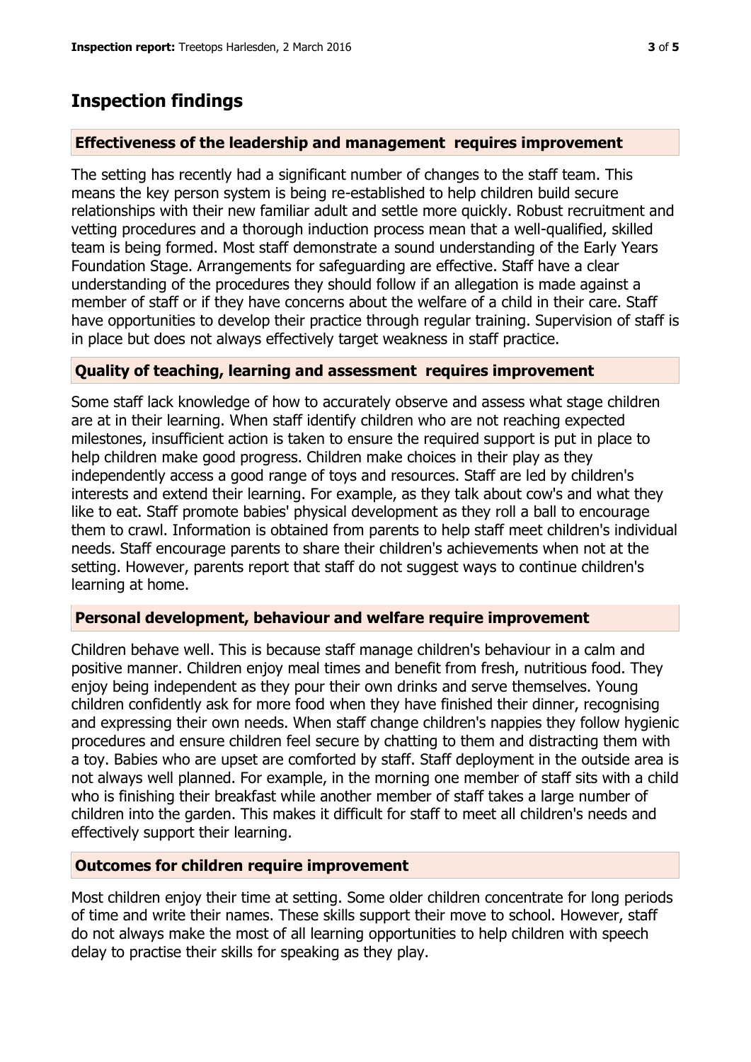## Inspection findings

### Effectiveness of the leadership and management requires improvement

The setting has recently had a significant number of changes to the staff team. This means the key person system is being re-established to help children build secure relationships with their new familiar adult and settle more quickly. Robust recruitment and vetting procedures and a thorough induction process mean that a well-qualified, skilled team is being formed. Most staff demonstrate a sound understanding of the Early Years Foundation Stage. Arrangements for safeguarding are effective. Staff have a clear understanding of the procedures they should follow if an allegation is made against a member of staff or if they have concerns about the welfare of a child in their care. Staff have opportunities to develop their practice through regular training. Supervision of staff is in place but does not always effectively target weakness in staff practice.

### Quality of teaching, learning and assessment requires improvement

Some staff lack knowledge of how to accurately observe and assess what stage children are at in their learning. When staff identify children who are not reaching expected milestones, insufficient action is taken to ensure the required support is put in place to help children make good progress. Children make choices in their play as they independently access a good range of toys and resources. Staff are led by children's interests and extend their learning. For example, as they talk about cow's and what they like to eat. Staff promote babies' physical development as they roll a ball to encourage them to crawl. Information is obtained from parents to help staff meet children's individual needs. Staff encourage parents to share their children's achievements when not at the setting. However, parents report that staff do not suggest ways to continue children's learning at home.

### Personal development, behaviour and welfare require improvement

Children behave well. This is because staff manage children's behaviour in a calm and positive manner. Children enjoy meal times and benefit from fresh, nutritious food. They enjoy being independent as they pour their own drinks and serve themselves. Young children confidently ask for more food when they have finished their dinner, recognising and expressing their own needs. When staff change children's nappies they follow hygienic procedures and ensure children feel secure by chatting to them and distracting them with a toy. Babies who are upset are comforted by staff. Staff deployment in the outside area is not always well planned. For example, in the morning one member of staff sits with a child who is finishing their breakfast while another member of staff takes a large number of children into the garden. This makes it difficult for staff to meet all children's needs and effectively support their learning.

### Outcomes for children require improvement

Most children enjoy their time at setting. Some older children concentrate for long periods of time and write their names. These skills support their move to school. However, staff do not always make the most of all learning opportunities to help children with speech delay to practise their skills for speaking as they play.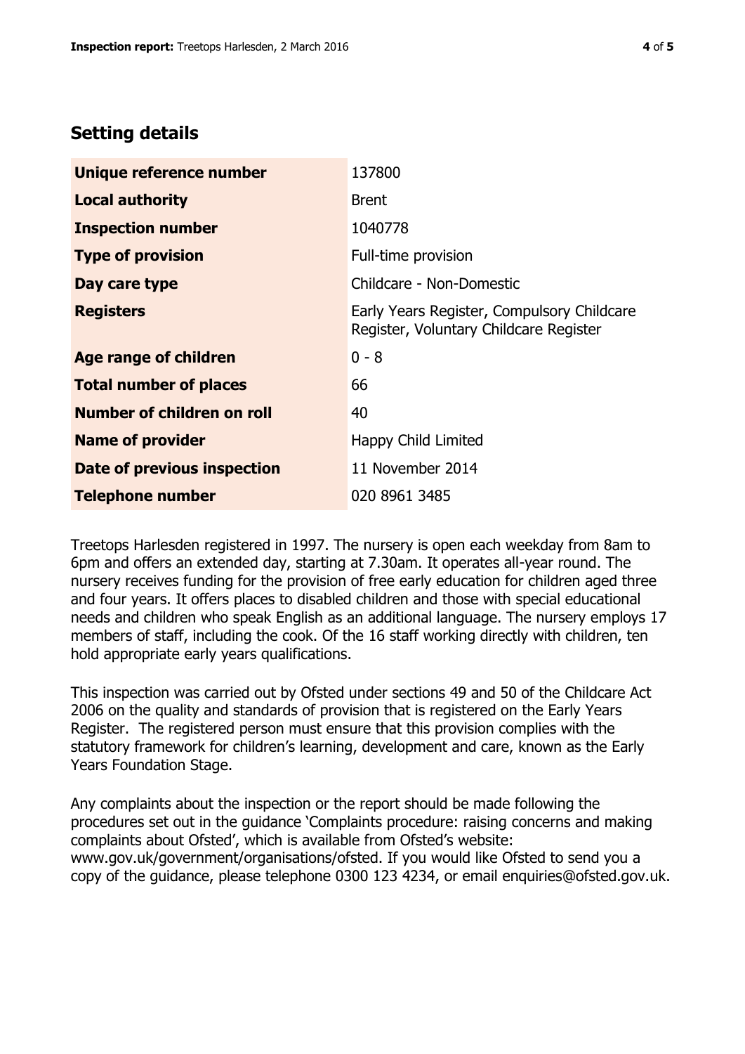## Setting details

| | |
|---|---|
| **Unique reference number** | 137800 |
| **Local authority** | Brent |
| **Inspection number** | 1040778 |
| **Type of provision** | Full-time provision |
| **Day care type** | Childcare - Non-Domestic |
| **Registers** | Early Years Register, Compulsory Childcare Register, Voluntary Childcare Register |
| **Age range of children** | 0 - 8 |
| **Total number of places** | 66 |
| **Number of children on roll** | 40 |
| **Name of provider** | Happy Child Limited |
| **Date of previous inspection** | 11 November 2014 |
| **Telephone number** | 020 8961 3485 |

Treetops Harlesden registered in 1997. The nursery is open each weekday from 8am to 6pm and offers an extended day, starting at 7.30am. It operates all-year round. The nursery receives funding for the provision of free early education for children aged three and four years. It offers places to disabled children and those with special educational needs and children who speak English as an additional language. The nursery employs 17 members of staff, including the cook. Of the 16 staff working directly with children, ten hold appropriate early years qualifications.

This inspection was carried out by Ofsted under sections 49 and 50 of the Childcare Act 2006 on the quality and standards of provision that is registered on the Early Years Register. The registered person must ensure that this provision complies with the statutory framework for children's learning, development and care, known as the Early Years Foundation Stage.

Any complaints about the inspection or the report should be made following the procedures set out in the guidance 'Complaints procedure: raising concerns and making complaints about Ofsted', which is available from Ofsted's website: www.gov.uk/government/organisations/ofsted. If you would like Ofsted to send you a copy of the guidance, please telephone 0300 123 4234, or email enquiries@ofsted.gov.uk.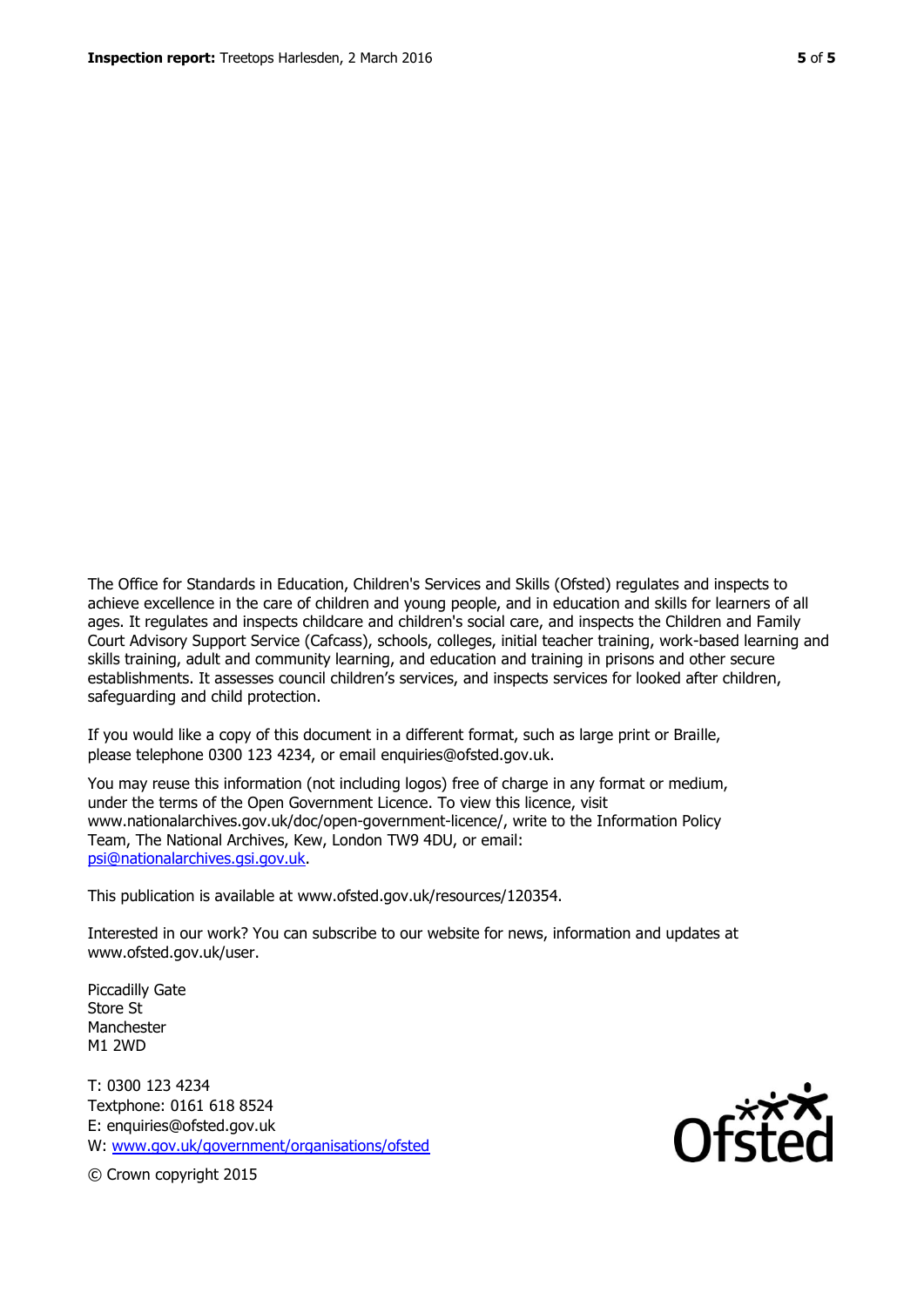The Office for Standards in Education, Children's Services and Skills (Ofsted) regulates and inspects to achieve excellence in the care of children and young people, and in education and skills for learners of all ages. It regulates and inspects childcare and children's social care, and inspects the Children and Family Court Advisory Support Service (Cafcass), schools, colleges, initial teacher training, work-based learning and skills training, adult and community learning, and education and training in prisons and other secure establishments. It assesses council children's services, and inspects services for looked after children, safeguarding and child protection.

If you would like a copy of this document in a different format, such as large print or Braille, please telephone 0300 123 4234, or email enquiries@ofsted.gov.uk.

You may reuse this information (not including logos) free of charge in any format or medium, under the terms of the Open Government Licence. To view this licence, visit www.nationalarchives.gov.uk/doc/open-government-licence/, write to the Information Policy Team, The National Archives, Kew, London TW9 4DU, or email: psi@nationalarchives.gsi.gov.uk.

This publication is available at www.ofsted.gov.uk/resources/120354.

Interested in our work? You can subscribe to our website for news, information and updates at www.ofsted.gov.uk/user.

Piccadilly Gate
Store St
Manchester
M1 2WD

T: 0300 123 4234
Textphone: 0161 618 8524
E: enquiries@ofsted.gov.uk
W: www.gov.uk/government/organisations/ofsted

© Crown copyright 2015